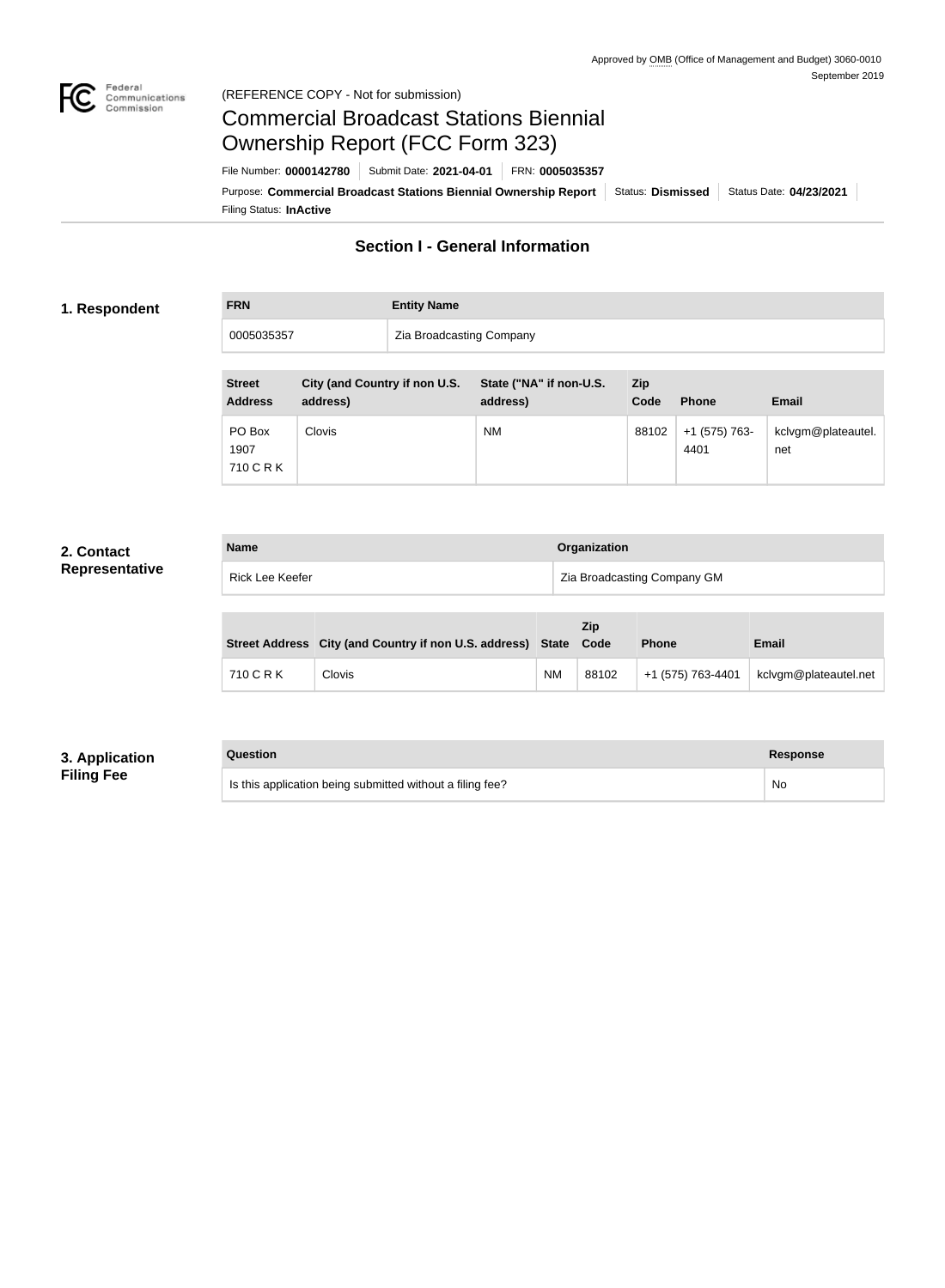Approved by OMB (Office of Management and Budget) 3060-0010
September 2019

(REFERENCE COPY - Not for submission)

# Commercial Broadcast Stations Biennial Ownership Report (FCC Form 323)

File Number: **0000142780** | Submit Date: **2021-04-01** | FRN: **0005035357**

Purpose: **Commercial Broadcast Stations Biennial Ownership Report** | Status: **Dismissed** | Status Date: **04/23/2021**

Filing Status: **InActive**

## Section I - General Information

### 1. Respondent

| FRN | Entity Name |
|---|---|
| 0005035357 | Zia Broadcasting Company |

| Street Address | City (and Country if non U.S. address) | State ("NA" if non-U.S. address) | Zip Code | Phone | Email |
|---|---|---|---|---|---|
| PO Box 1907 710 C R K | Clovis | NM | 88102 | +1 (575) 763-4401 | kclvgm@plateautel.net |

### 2. Contact Representative

| Name | Organization |
|---|---|
| Rick Lee Keefer | Zia Broadcasting Company GM |

| Street Address | City (and Country if non U.S. address) | State | Zip Code | Phone | Email |
|---|---|---|---|---|---|
| 710 C R K | Clovis | NM | 88102 | +1 (575) 763-4401 | kclvgm@plateautel.net |

### 3. Application Filing Fee

| Question | Response |
|---|---|
| Is this application being submitted without a filing fee? | No |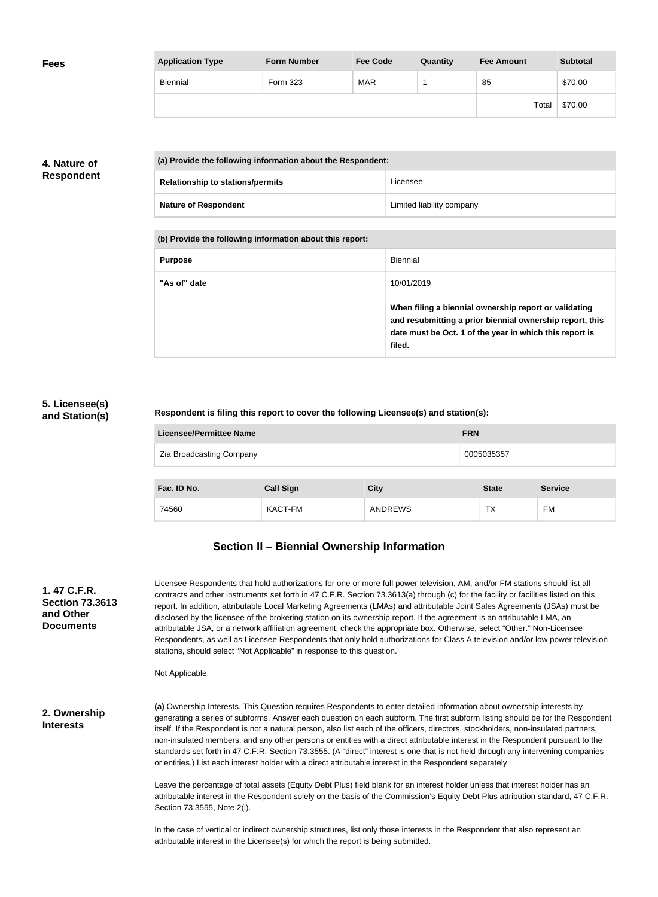**Fees**

| Application Type | Form Number | Fee Code | Quantity | Fee Amount | Subtotal |
|---|---|---|---|---|---|
| Biennial | Form 323 | MAR | 1 | 85 | $70.00 |
| | | | | Total | $70.00 |

**4. Nature of Respondent**

| (a) Provide the following information about the Respondent: | |
|---|---|
| Relationship to stations/permits | Licensee |
| Nature of Respondent | Limited liability company |

| (b) Provide the following information about this report: | |
|---|---|
| Purpose | Biennial |
| "As of" date | 10/01/2019<br><br>**When filing a biennial ownership report or validating and resubmitting a prior biennial ownership report, this date must be Oct. 1 of the year in which this report is filed.** |

**5. Licensee(s) and Station(s)**

**Respondent is filing this report to cover the following Licensee(s) and station(s):**

| Licensee/Permittee Name | FRN |
|---|---|
| Zia Broadcasting Company | 0005035357 |

| Fac. ID No. | Call Sign | City | State | Service |
|---|---|---|---|---|
| 74560 | KACT-FM | ANDREWS | TX | FM |

## Section II – Biennial Ownership Information

**1. 47 C.F.R. Section 73.3613 and Other Documents**

Licensee Respondents that hold authorizations for one or more full power television, AM, and/or FM stations should list all contracts and other instruments set forth in 47 C.F.R. Section 73.3613(a) through (c) for the facility or facilities listed on this report. In addition, attributable Local Marketing Agreements (LMAs) and attributable Joint Sales Agreements (JSAs) must be disclosed by the licensee of the brokering station on its ownership report. If the agreement is an attributable LMA, an attributable JSA, or a network affiliation agreement, check the appropriate box. Otherwise, select "Other." Non-Licensee Respondents, as well as Licensee Respondents that only hold authorizations for Class A television and/or low power television stations, should select "Not Applicable" in response to this question.

Not Applicable.

**2. Ownership Interests**

**(a)** Ownership Interests. This Question requires Respondents to enter detailed information about ownership interests by generating a series of subforms. Answer each question on each subform. The first subform listing should be for the Respondent itself. If the Respondent is not a natural person, also list each of the officers, directors, stockholders, non-insulated partners, non-insulated members, and any other persons or entities with a direct attributable interest in the Respondent pursuant to the standards set forth in 47 C.F.R. Section 73.3555. (A "direct" interest is one that is not held through any intervening companies or entities.) List each interest holder with a direct attributable interest in the Respondent separately.

Leave the percentage of total assets (Equity Debt Plus) field blank for an interest holder unless that interest holder has an attributable interest in the Respondent solely on the basis of the Commission's Equity Debt Plus attribution standard, 47 C.F.R. Section 73.3555, Note 2(i).

In the case of vertical or indirect ownership structures, list only those interests in the Respondent that also represent an attributable interest in the Licensee(s) for which the report is being submitted.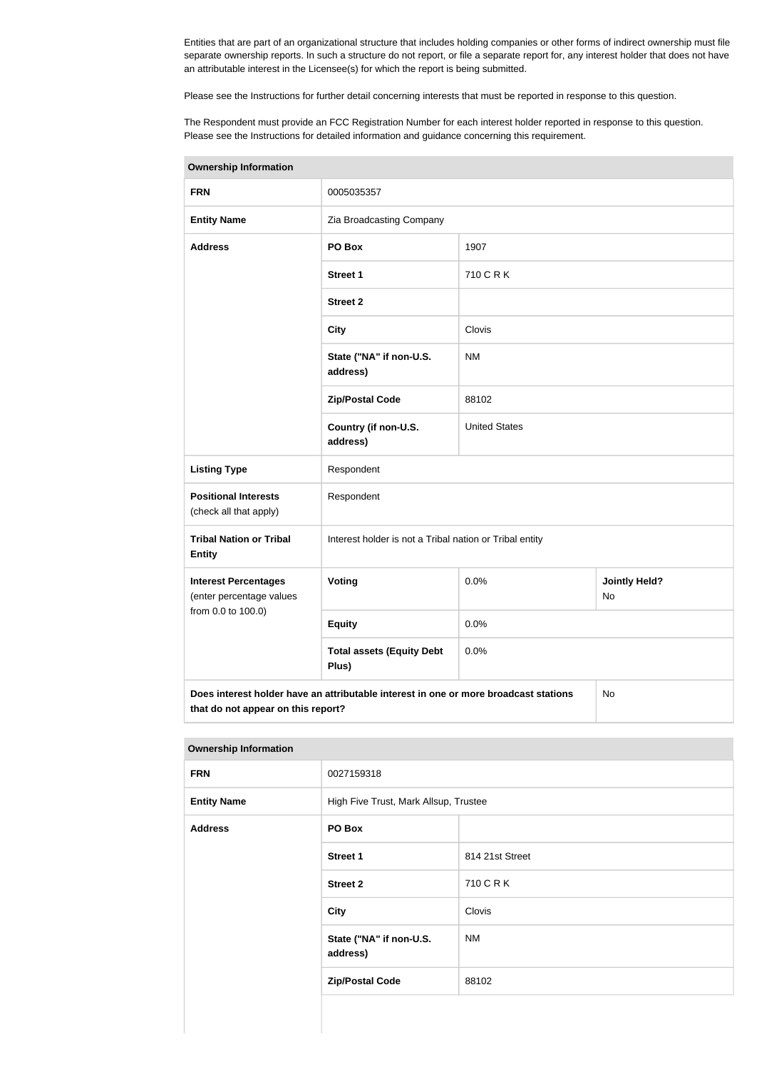Entities that are part of an organizational structure that includes holding companies or other forms of indirect ownership must file separate ownership reports. In such a structure do not report, or file a separate report for, any interest holder that does not have an attributable interest in the Licensee(s) for which the report is being submitted.

Please see the Instructions for further detail concerning interests that must be reported in response to this question.

The Respondent must provide an FCC Registration Number for each interest holder reported in response to this question. Please see the Instructions for detailed information and guidance concerning this requirement.

| **Ownership Information** | | | |
|---|---|---|---|
| **FRN** | 0005035357 | | |
| **Entity Name** | Zia Broadcasting Company | | |
| **Address** | **PO Box** | 1907 | |
| | **Street 1** | 710 C R K | |
| | **Street 2** | | |
| | **City** | Clovis | |
| | **State ("NA" if non-U.S. address)** | NM | |
| | **Zip/Postal Code** | 88102 | |
| | **Country (if non-U.S. address)** | United States | |
| **Listing Type** | Respondent | | |
| **Positional Interests** (check all that apply) | Respondent | | |
| **Tribal Nation or Tribal Entity** | Interest holder is not a Tribal nation or Tribal entity | | |
| **Interest Percentages** (enter percentage values from 0.0 to 100.0) | **Voting** | 0.0% | **Jointly Held?** No |
| | **Equity** | 0.0% | |
| | **Total assets (Equity Debt Plus)** | 0.0% | |
| **Does interest holder have an attributable interest in one or more broadcast stations that do not appear on this report?** | | | No |

| **Ownership Information** | | |
|---|---|---|
| **FRN** | 0027159318 | |
| **Entity Name** | High Five Trust, Mark Allsup, Trustee | |
| **Address** | **PO Box** | |
| | **Street 1** | 814 21st Street |
| | **Street 2** | 710 C R K |
| | **City** | Clovis |
| | **State ("NA" if non-U.S. address)** | NM |
| | **Zip/Postal Code** | 88102 |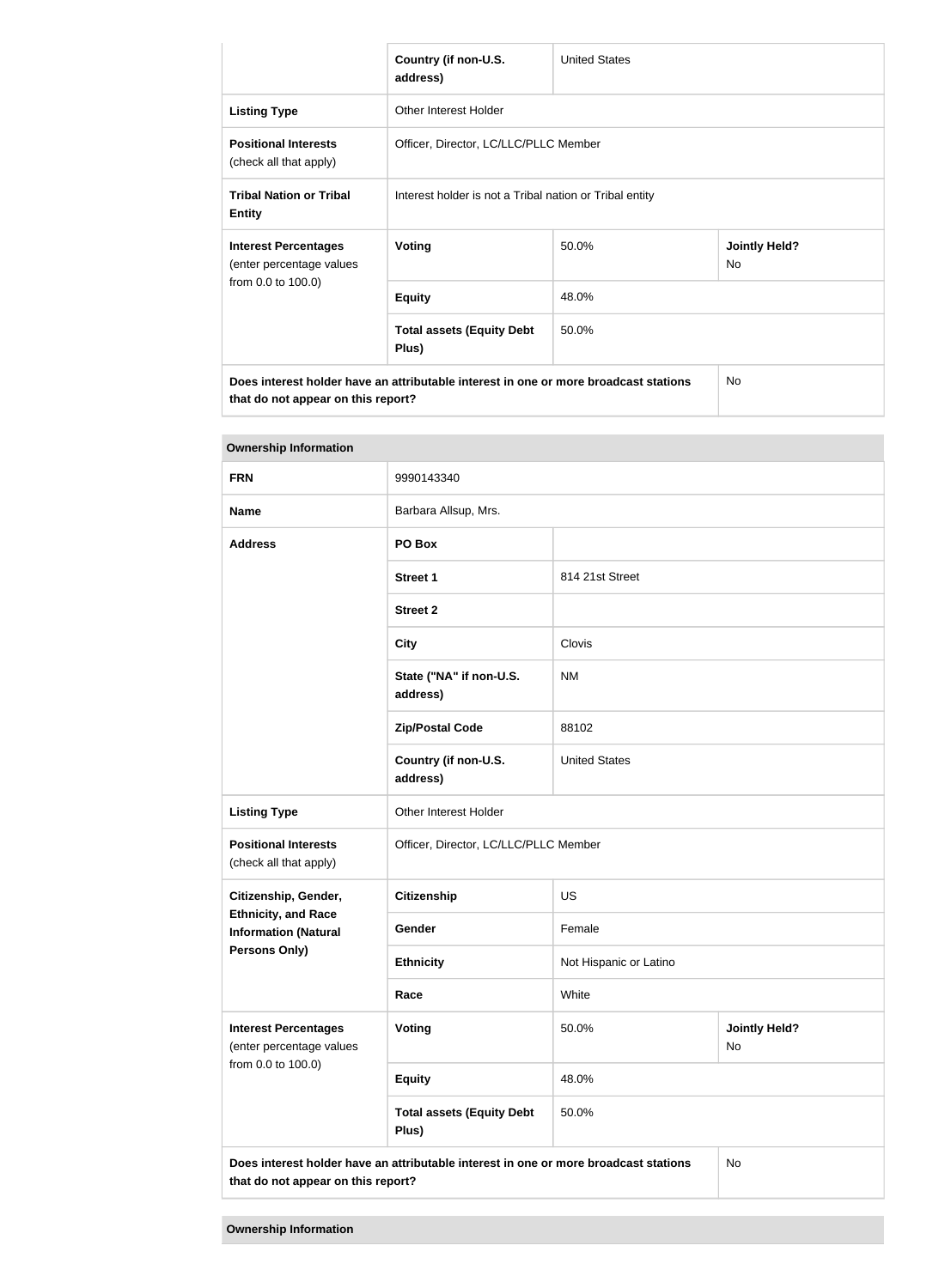| | Country (if non-U.S. address) | United States | |
|---|---|---|---|
| **Listing Type** | Other Interest Holder | | |
| **Positional Interests** (check all that apply) | Officer, Director, LC/LLC/PLLC Member | | |
| **Tribal Nation or Tribal Entity** | Interest holder is not a Tribal nation or Tribal entity | | |
| **Interest Percentages** (enter percentage values from 0.0 to 100.0) | **Voting** | 50.0% | **Jointly Held?** No |
| | **Equity** | 48.0% | |
| | **Total assets (Equity Debt Plus)** | 50.0% | |
| **Does interest holder have an attributable interest in one or more broadcast stations that do not appear on this report?** | | | No |

| **Ownership Information** | | | |
|---|---|---|---|
| **FRN** | 9990143340 | | |
| **Name** | Barbara Allsup, Mrs. | | |
| **Address** | **PO Box** | | |
| | **Street 1** | 814 21st Street | |
| | **Street 2** | | |
| | **City** | Clovis | |
| | **State ("NA" if non-U.S. address)** | NM | |
| | **Zip/Postal Code** | 88102 | |
| | **Country (if non-U.S. address)** | United States | |
| **Listing Type** | Other Interest Holder | | |
| **Positional Interests** (check all that apply) | Officer, Director, LC/LLC/PLLC Member | | |
| **Citizenship, Gender, Ethnicity, and Race Information (Natural Persons Only)** | **Citizenship** | US | |
| | **Gender** | Female | |
| | **Ethnicity** | Not Hispanic or Latino | |
| | **Race** | White | |
| **Interest Percentages** (enter percentage values from 0.0 to 100.0) | **Voting** | 50.0% | **Jointly Held?** No |
| | **Equity** | 48.0% | |
| | **Total assets (Equity Debt Plus)** | 50.0% | |
| **Does interest holder have an attributable interest in one or more broadcast stations that do not appear on this report?** | | | No |

**Ownership Information**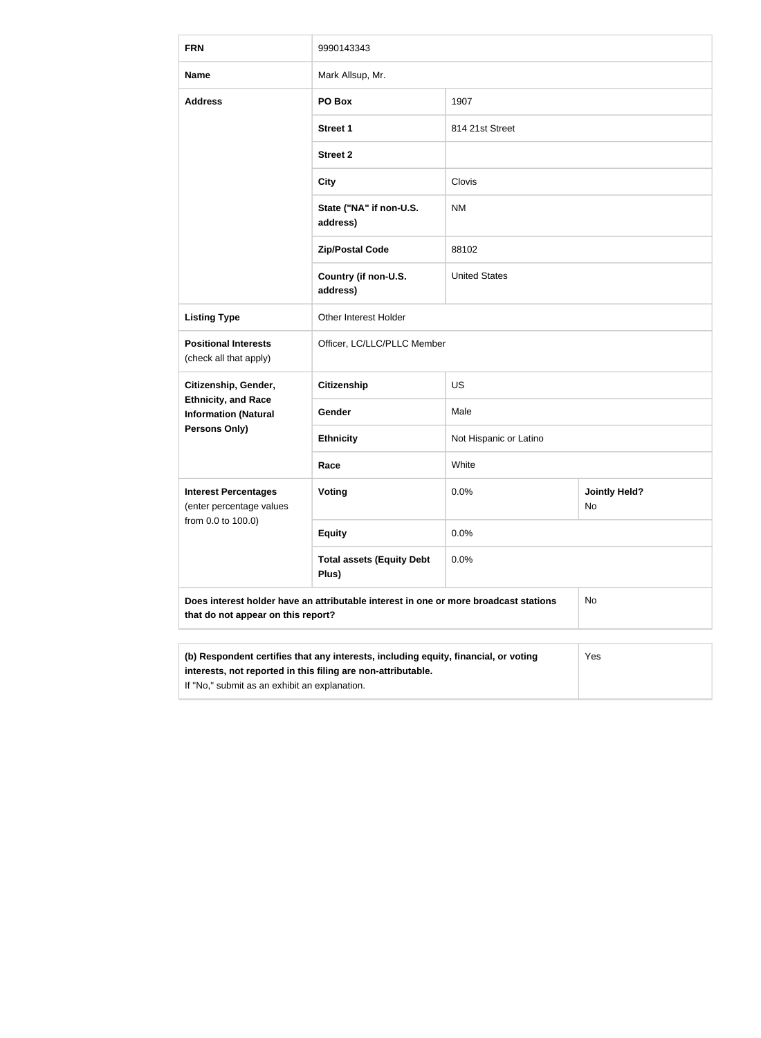| FRN | 9990143343 | | |
|---|---|---|---|
| **Name** | Mark Allsup, Mr. | | |
| **Address** | **PO Box** | 1907 | |
| | **Street 1** | 814 21st Street | |
| | **Street 2** | | |
| | **City** | Clovis | |
| | **State ("NA" if non-U.S. address)** | NM | |
| | **Zip/Postal Code** | 88102 | |
| | **Country (if non-U.S. address)** | United States | |
| **Listing Type** | Other Interest Holder | | |
| **Positional Interests** (check all that apply) | Officer, LC/LLC/PLLC Member | | |
| **Citizenship, Gender, Ethnicity, and Race Information (Natural Persons Only)** | **Citizenship** | US | |
| | **Gender** | Male | |
| | **Ethnicity** | Not Hispanic or Latino | |
| | **Race** | White | |
| **Interest Percentages** (enter percentage values from 0.0 to 100.0) | **Voting** | 0.0% | **Jointly Held?** No |
| | **Equity** | 0.0% | |
| | **Total assets (Equity Debt Plus)** | 0.0% | |
| **Does interest holder have an attributable interest in one or more broadcast stations that do not appear on this report?** | | | No |

| **(b) Respondent certifies that any interests, including equity, financial, or voting interests, not reported in this filing are non-attributable.** If "No," submit as an exhibit an explanation. | Yes |
|---|---|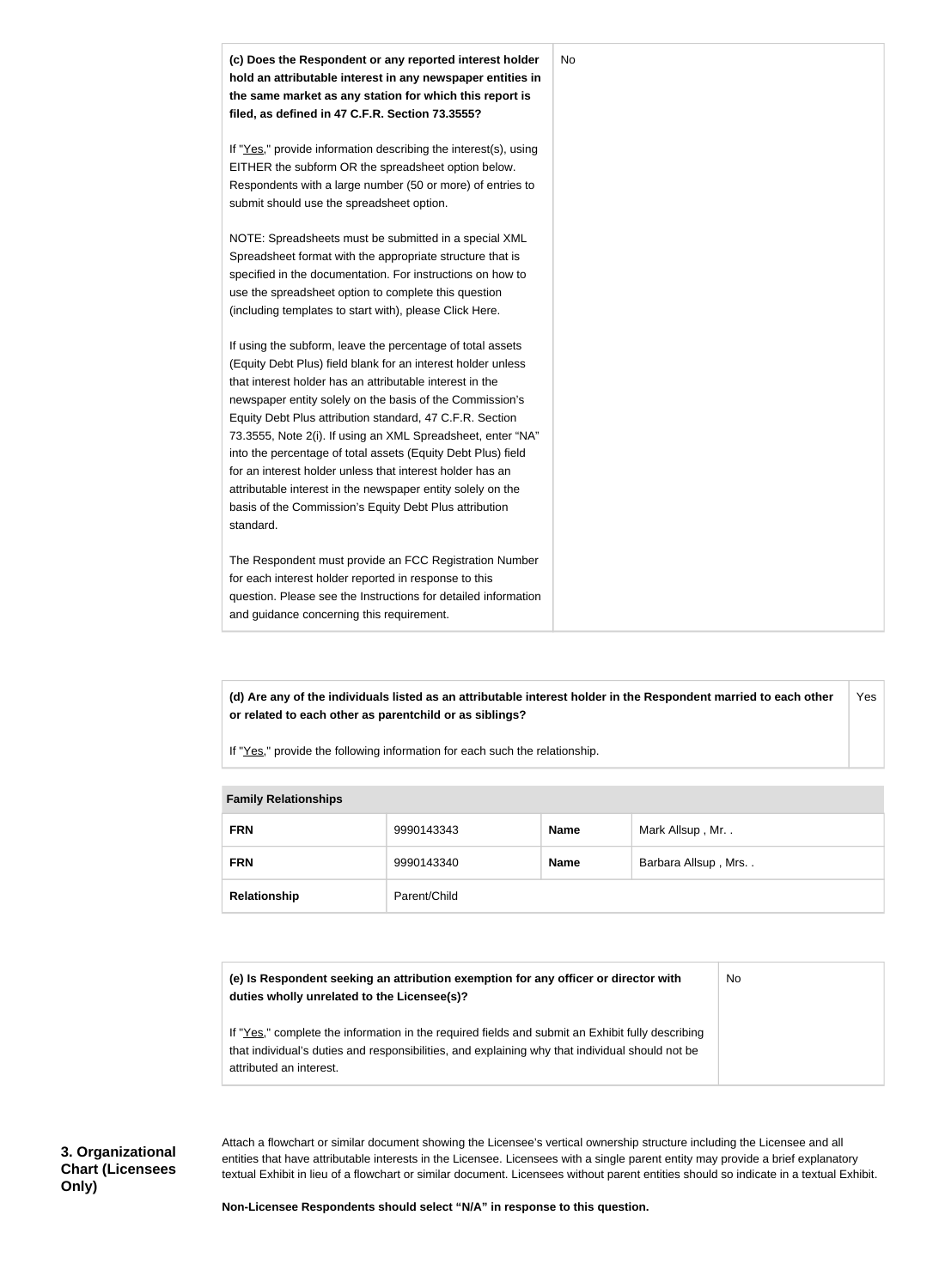| **(c) Does the Respondent or any reported interest holder hold an attributable interest in any newspaper entities in the same market as any station for which this report is filed, as defined in 47 C.F.R. Section 73.3555?**<br><br>If "Yes," provide information describing the interest(s), using EITHER the subform OR the spreadsheet option below. Respondents with a large number (50 or more) of entries to submit should use the spreadsheet option.<br><br>NOTE: Spreadsheets must be submitted in a special XML Spreadsheet format with the appropriate structure that is specified in the documentation. For instructions on how to use the spreadsheet option to complete this question (including templates to start with), please Click Here.<br><br>If using the subform, leave the percentage of total assets (Equity Debt Plus) field blank for an interest holder unless that interest holder has an attributable interest in the newspaper entity solely on the basis of the Commission's Equity Debt Plus attribution standard, 47 C.F.R. Section 73.3555, Note 2(i). If using an XML Spreadsheet, enter "NA" into the percentage of total assets (Equity Debt Plus) field for an interest holder unless that interest holder has an attributable interest in the newspaper entity solely on the basis of the Commission's Equity Debt Plus attribution standard.<br><br>The Respondent must provide an FCC Registration Number for each interest holder reported in response to this question. Please see the Instructions for detailed information and guidance concerning this requirement. | No |
|---|---|

| **(d) Are any of the individuals listed as an attributable interest holder in the Respondent married to each other or related to each other as parentchild or as siblings?**<br><br>If "Yes," provide the following information for each such the relationship. | Yes |
|---|---|

| **Family Relationships** | | | |
|---|---|---|---|
| **FRN** | 9990143343 | **Name** | Mark Allsup , Mr. . |
| **FRN** | 9990143340 | **Name** | Barbara Allsup , Mrs. . |
| **Relationship** | Parent/Child | | |

| **(e) Is Respondent seeking an attribution exemption for any officer or director with duties wholly unrelated to the Licensee(s)?**<br><br>If "Yes," complete the information in the required fields and submit an Exhibit fully describing that individual's duties and responsibilities, and explaining why that individual should not be attributed an interest. | No |
|---|---|

**3. Organizational Chart (Licensees Only)**

Attach a flowchart or similar document showing the Licensee's vertical ownership structure including the Licensee and all entities that have attributable interests in the Licensee. Licensees with a single parent entity may provide a brief explanatory textual Exhibit in lieu of a flowchart or similar document. Licensees without parent entities should so indicate in a textual Exhibit.

**Non-Licensee Respondents should select "N/A" in response to this question.**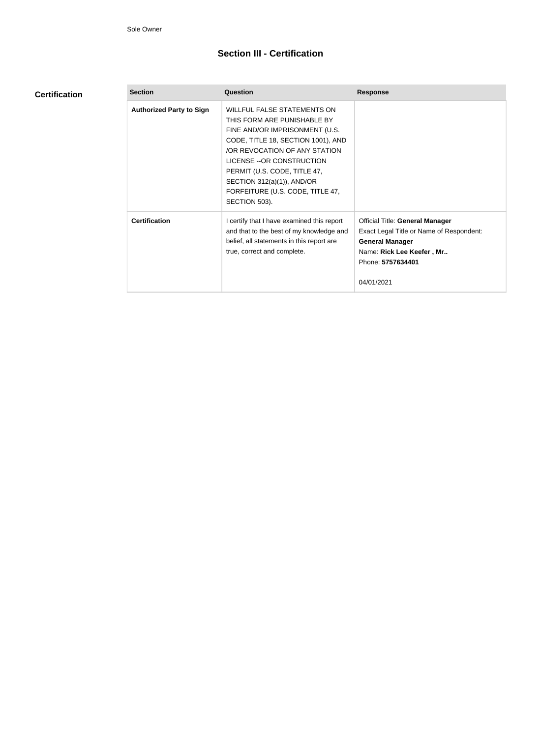Sole Owner

## Section III - Certification

**Certification**

| Section | Question | Response |
|---|---|---|
| **Authorized Party to Sign** | WILLFUL FALSE STATEMENTS ON THIS FORM ARE PUNISHABLE BY FINE AND/OR IMPRISONMENT (U.S. CODE, TITLE 18, SECTION 1001), AND /OR REVOCATION OF ANY STATION LICENSE --OR CONSTRUCTION PERMIT (U.S. CODE, TITLE 47, SECTION 312(a)(1)), AND/OR FORFEITURE (U.S. CODE, TITLE 47, SECTION 503). | |
| **Certification** | I certify that I have examined this report and that to the best of my knowledge and belief, all statements in this report are true, correct and complete. | Official Title: **General Manager**<br>Exact Legal Title or Name of Respondent: **General Manager**<br>Name: **Rick Lee Keefer , Mr..**<br>Phone: **5757634401**<br><br>04/01/2021 |